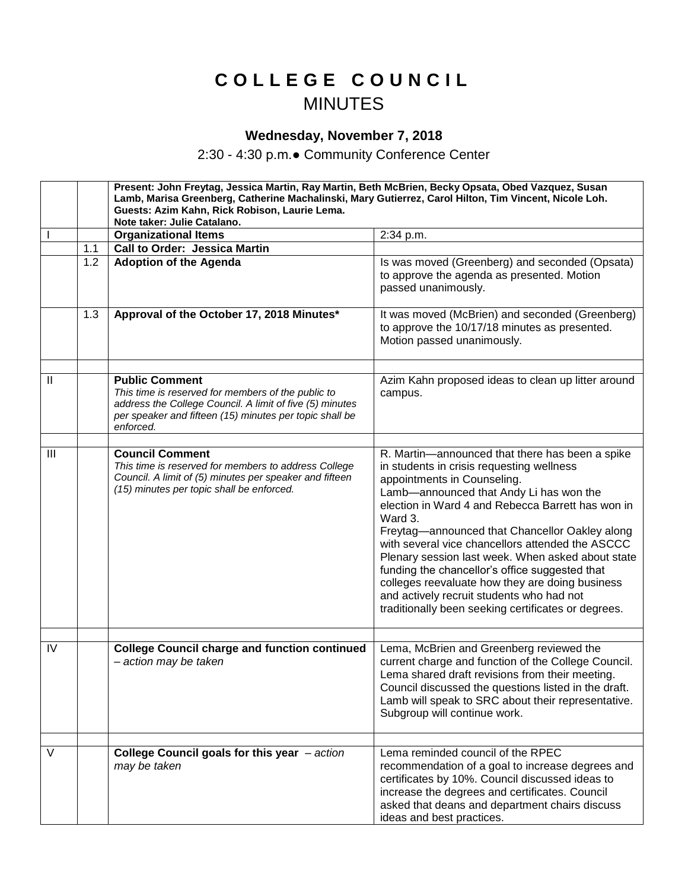# COLLEGE COUNCIL
## MINUTES

### Wednesday, November 7, 2018

2:30 - 4:30 p.m.● Community Conference Center

| | | | |
|---|---|---|---|
| | | **Present: John Freytag, Jessica Martin, Ray Martin, Beth McBrien, Becky Opsata, Obed Vazquez, Susan Lamb, Marisa Greenberg, Catherine Machalinski, Mary Gutierrez, Carol Hilton, Tim Vincent, Nicole Loh. Guests: Azim Kahn, Rick Robison, Laurie Lema. Note taker: Julie Catalano.** | |
| I | | **Organizational Items** | 2:34 p.m. |
| | 1.1 | **Call to Order: Jessica Martin** | |
| | 1.2 | **Adoption of the Agenda** | Is was moved (Greenberg) and seconded (Opsata) to approve the agenda as presented. Motion passed unanimously. |
| | 1.3 | **Approval of the October 17, 2018 Minutes*** | It was moved (McBrien) and seconded (Greenberg) to approve the 10/17/18 minutes as presented. Motion passed unanimously. |
| | | | |
| II | | **Public Comment** *This time is reserved for members of the public to address the College Council. A limit of five (5) minutes per speaker and fifteen (15) minutes per topic shall be enforced.* | Azim Kahn proposed ideas to clean up litter around campus. |
| | | | |
| III | | **Council Comment** *This time is reserved for members to address College Council. A limit of (5) minutes per speaker and fifteen (15) minutes per topic shall be enforced.* | R. Martin—announced that there has been a spike in students in crisis requesting wellness appointments in Counseling. Lamb—announced that Andy Li has won the election in Ward 4 and Rebecca Barrett has won in Ward 3. Freytag—announced that Chancellor Oakley along with several vice chancellors attended the ASCCC Plenary session last week. When asked about state funding the chancellor's office suggested that colleges reevaluate how they are doing business and actively recruit students who had not traditionally been seeking certificates or degrees. |
| | | | |
| IV | | **College Council charge and function continued** *– action may be taken* | Lema, McBrien and Greenberg reviewed the current charge and function of the College Council. Lema shared draft revisions from their meeting. Council discussed the questions listed in the draft. Lamb will speak to SRC about their representative. Subgroup will continue work. |
| | | | |
| V | | **College Council goals for this year** *– action may be taken* | Lema reminded council of the RPEC recommendation of a goal to increase degrees and certificates by 10%. Council discussed ideas to increase the degrees and certificates. Council asked that deans and department chairs discuss ideas and best practices. |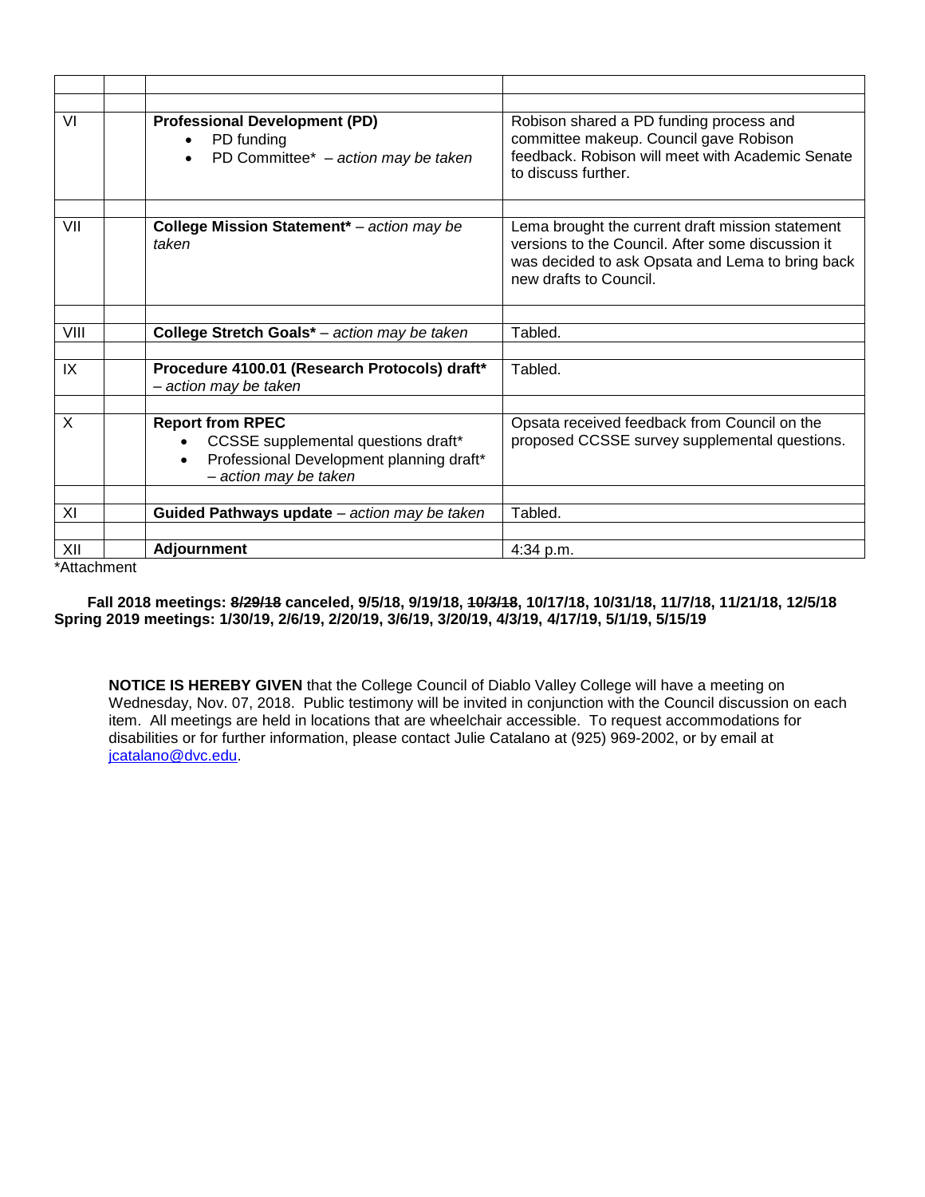| | | | |
|---|---|---|---|
| | | | |
| | | | |
| VI | | **Professional Development (PD)**<br>• PD funding<br>• PD Committee* – *action may be taken* | Robison shared a PD funding process and committee makeup. Council gave Robison feedback. Robison will meet with Academic Senate to discuss further. |
| | | | |
| VII | | **College Mission Statement*** – *action may be taken* | Lema brought the current draft mission statement versions to the Council. After some discussion it was decided to ask Opsata and Lema to bring back new drafts to Council. |
| | | | |
| VIII | | **College Stretch Goals*** – *action may be taken* | Tabled. |
| | | | |
| IX | | **Procedure 4100.01 (Research Protocols) draft*** – *action may be taken* | Tabled. |
| | | | |
| X | | **Report from RPEC**<br>• CCSSE supplemental questions draft*<br>• Professional Development planning draft* – *action may be taken* | Opsata received feedback from Council on the proposed CCSSE survey supplemental questions. |
| | | | |
| XI | | **Guided Pathways update** – *action may be taken* | Tabled. |
| | | | |
| XII | | **Adjournment** | 4:34 p.m. |

*Attachment

**Fall 2018 meetings: ~~8/29/18~~ canceled, 9/5/18, 9/19/18, ~~10/3/18~~, 10/17/18, 10/31/18, 11/7/18, 11/21/18, 12/5/18**
**Spring 2019 meetings: 1/30/19, 2/6/19, 2/20/19, 3/6/19, 3/20/19, 4/3/19, 4/17/19, 5/1/19, 5/15/19**

**NOTICE IS HEREBY GIVEN** that the College Council of Diablo Valley College will have a meeting on Wednesday, Nov. 07, 2018. Public testimony will be invited in conjunction with the Council discussion on each item. All meetings are held in locations that are wheelchair accessible. To request accommodations for disabilities or for further information, please contact Julie Catalano at (925) 969-2002, or by email at jcatalano@dvc.edu.